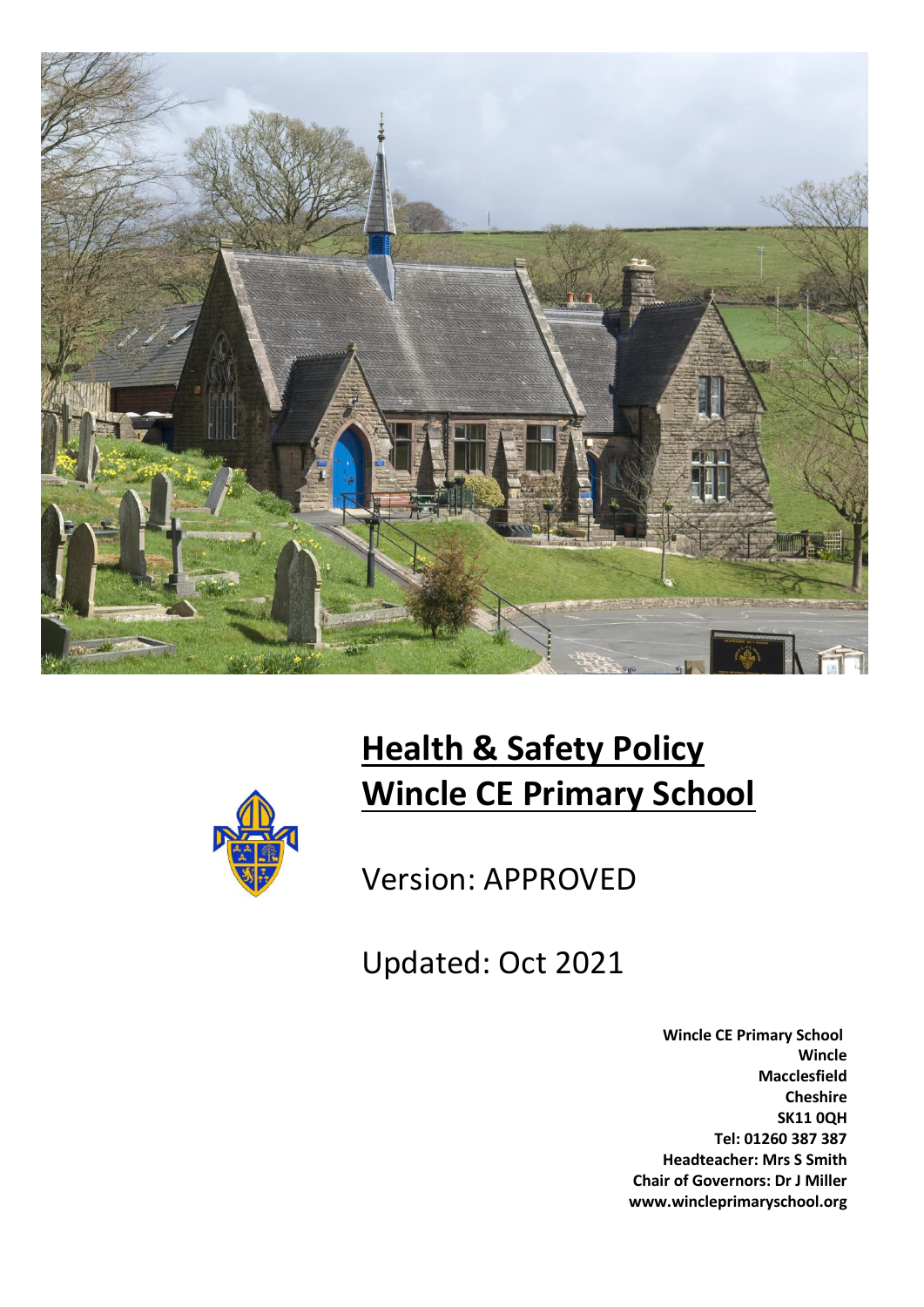# Health & Safety Policy
# Wincle CE Primary School

Version: APPROVED

Updated: Oct 2021

**Wincle CE Primary School**
**Wincle**
**Macclesfield**
**Cheshire**
**SK11 0QH**
**Tel: 01260 387 387**
**Headteacher: Mrs S Smith**
**Chair of Governors: Dr J Miller**
**www.wincleprimaryschool.org**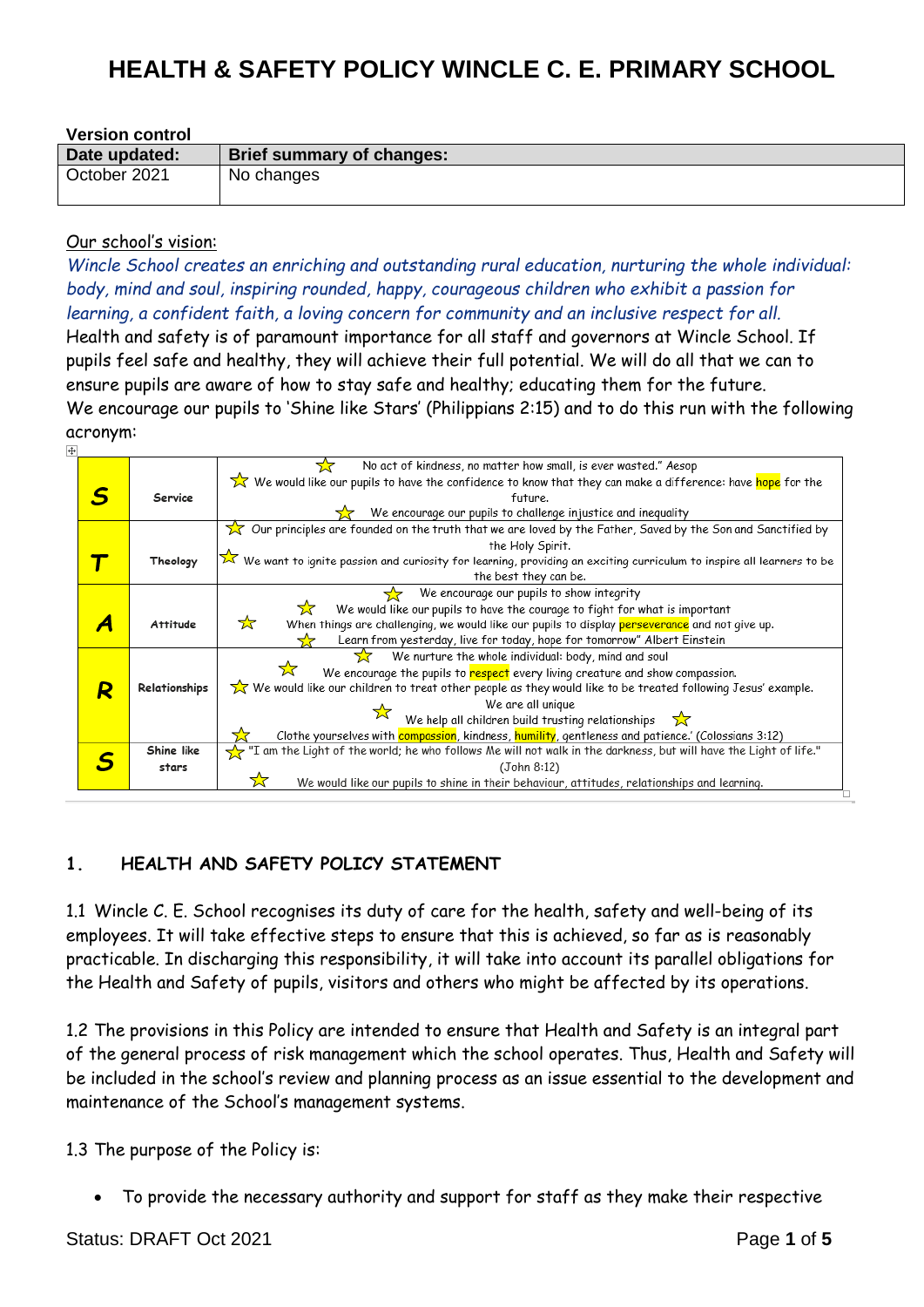# HEALTH & SAFETY POLICY WINCLE C. E. PRIMARY SCHOOL

**Version control**

| Date updated: | Brief summary of changes: |
|---|---|
| October 2021 | No changes |

Our school's vision:

*Wincle School creates an enriching and outstanding rural education, nurturing the whole individual: body, mind and soul, inspiring rounded, happy, courageous children who exhibit a passion for learning, a confident faith, a loving concern for community and an inclusive respect for all.*

Health and safety is of paramount importance for all staff and governors at Wincle School. If pupils feel safe and healthy, they will achieve their full potential. We will do all that we can to ensure pupils are aware of how to stay safe and healthy; educating them for the future.

We encourage our pupils to 'Shine like Stars' (Philippians 2:15) and to do this run with the following acronym:

| | | |
|---|---|---|
| **S** | Service | ☆ No act of kindness, no matter how small, is ever wasted." Aesop<br>☆ We would like our pupils to have the confidence to know that they can make a difference: have hope for the future.<br>☆ We encourage our pupils to challenge injustice and inequality |
| **T** | Theology | ☆ Our principles are founded on the truth that we are loved by the Father, Saved by the Son and Sanctified by the Holy Spirit.<br>☆ We want to ignite passion and curiosity for learning, providing an exciting curriculum to inspire all learners to be the best they can be. |
| **A** | Attitude | ☆ We encourage our pupils to show integrity<br>☆ We would like our pupils to have the courage to fight for what is important<br>☆ When things are challenging, we would like our pupils to display perseverance and not give up.<br>☆ Learn from yesterday, live for today, hope for tomorrow" Albert Einstein |
| **R** | Relationships | ☆ We nurture the whole individual: body, mind and soul<br>☆ We encourage the pupils to respect every living creature and show compassion.<br>☆ We would like our children to treat other people as they would like to be treated following Jesus' example.<br>We are all unique<br>☆ We help all children build trusting relationships ☆<br>☆ Clothe yourselves with compassion, kindness, humility, gentleness and patience.' (Colossians 3:12) |
| **S** | Shine like stars | ☆ "I am the Light of the world; he who follows Me will not walk in the darkness, but will have the Light of life." (John 8:12)<br>☆ We would like our pupils to shine in their behaviour, attitudes, relationships and learning. |

## 1. HEALTH AND SAFETY POLICY STATEMENT

1.1 Wincle C. E. School recognises its duty of care for the health, safety and well-being of its employees. It will take effective steps to ensure that this is achieved, so far as is reasonably practicable. In discharging this responsibility, it will take into account its parallel obligations for the Health and Safety of pupils, visitors and others who might be affected by its operations.

1.2 The provisions in this Policy are intended to ensure that Health and Safety is an integral part of the general process of risk management which the school operates. Thus, Health and Safety will be included in the school's review and planning process as an issue essential to the development and maintenance of the School's management systems.

1.3 The purpose of the Policy is:

- To provide the necessary authority and support for staff as they make their respective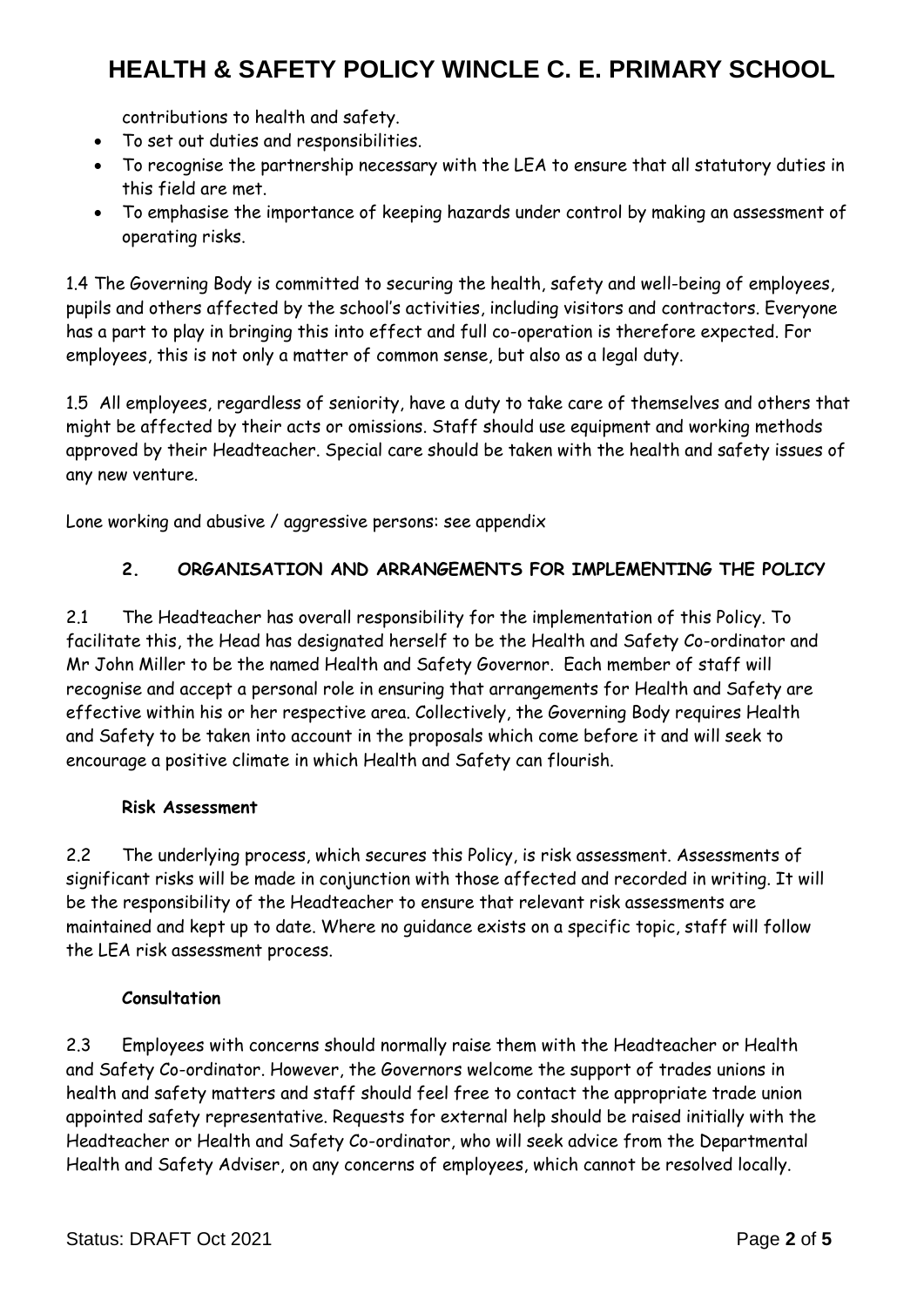contributions to health and safety.

- To set out duties and responsibilities.
- To recognise the partnership necessary with the LEA to ensure that all statutory duties in this field are met.
- To emphasise the importance of keeping hazards under control by making an assessment of operating risks.

1.4 The Governing Body is committed to securing the health, safety and well-being of employees, pupils and others affected by the school's activities, including visitors and contractors. Everyone has a part to play in bringing this into effect and full co-operation is therefore expected. For employees, this is not only a matter of common sense, but also as a legal duty.

1.5 All employees, regardless of seniority, have a duty to take care of themselves and others that might be affected by their acts or omissions. Staff should use equipment and working methods approved by their Headteacher. Special care should be taken with the health and safety issues of any new venture.

Lone working and abusive / aggressive persons: see appendix

## 2. ORGANISATION AND ARRANGEMENTS FOR IMPLEMENTING THE POLICY

2.1 The Headteacher has overall responsibility for the implementation of this Policy. To facilitate this, the Head has designated herself to be the Health and Safety Co-ordinator and Mr John Miller to be the named Health and Safety Governor. Each member of staff will recognise and accept a personal role in ensuring that arrangements for Health and Safety are effective within his or her respective area. Collectively, the Governing Body requires Health and Safety to be taken into account in the proposals which come before it and will seek to encourage a positive climate in which Health and Safety can flourish.

### Risk Assessment

2.2 The underlying process, which secures this Policy, is risk assessment. Assessments of significant risks will be made in conjunction with those affected and recorded in writing. It will be the responsibility of the Headteacher to ensure that relevant risk assessments are maintained and kept up to date. Where no guidance exists on a specific topic, staff will follow the LEA risk assessment process.

### Consultation

2.3 Employees with concerns should normally raise them with the Headteacher or Health and Safety Co-ordinator. However, the Governors welcome the support of trades unions in health and safety matters and staff should feel free to contact the appropriate trade union appointed safety representative. Requests for external help should be raised initially with the Headteacher or Health and Safety Co-ordinator, who will seek advice from the Departmental Health and Safety Adviser, on any concerns of employees, which cannot be resolved locally.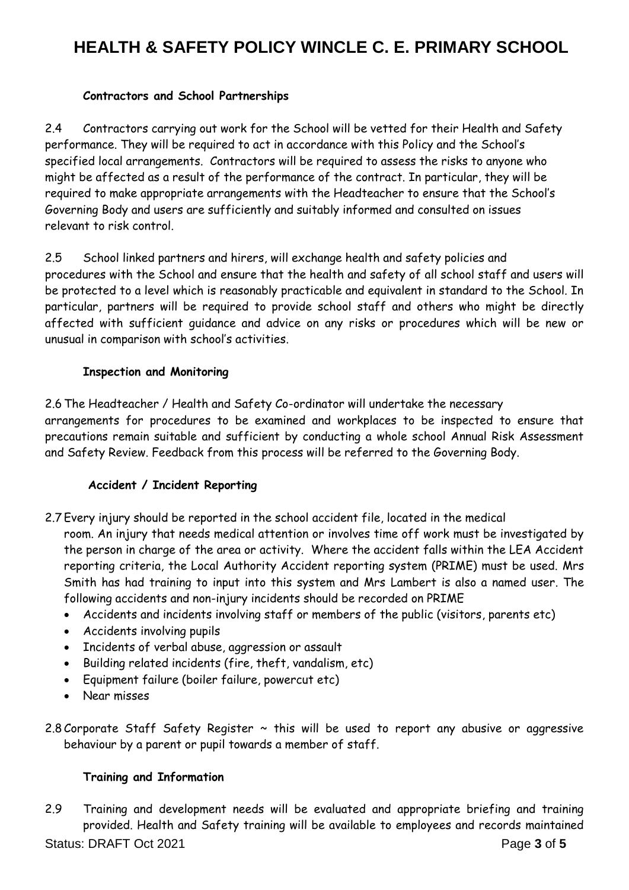### Contractors and School Partnerships

2.4 Contractors carrying out work for the School will be vetted for their Health and Safety performance. They will be required to act in accordance with this Policy and the School's specified local arrangements. Contractors will be required to assess the risks to anyone who might be affected as a result of the performance of the contract. In particular, they will be required to make appropriate arrangements with the Headteacher to ensure that the School's Governing Body and users are sufficiently and suitably informed and consulted on issues relevant to risk control.

2.5 School linked partners and hirers, will exchange health and safety policies and procedures with the School and ensure that the health and safety of all school staff and users will be protected to a level which is reasonably practicable and equivalent in standard to the School. In particular, partners will be required to provide school staff and others who might be directly affected with sufficient guidance and advice on any risks or procedures which will be new or unusual in comparison with school's activities.

### Inspection and Monitoring

2.6 The Headteacher / Health and Safety Co-ordinator will undertake the necessary arrangements for procedures to be examined and workplaces to be inspected to ensure that precautions remain suitable and sufficient by conducting a whole school Annual Risk Assessment and Safety Review. Feedback from this process will be referred to the Governing Body.

### Accident / Incident Reporting

2.7 Every injury should be reported in the school accident file, located in the medical room. An injury that needs medical attention or involves time off work must be investigated by the person in charge of the area or activity. Where the accident falls within the LEA Accident reporting criteria, the Local Authority Accident reporting system (PRIME) must be used. Mrs Smith has had training to input into this system and Mrs Lambert is also a named user. The following accidents and non-injury incidents should be recorded on PRIME

- Accidents and incidents involving staff or members of the public (visitors, parents etc)
- Accidents involving pupils
- Incidents of verbal abuse, aggression or assault
- Building related incidents (fire, theft, vandalism, etc)
- Equipment failure (boiler failure, powercut etc)
- Near misses

2.8 Corporate Staff Safety Register ~ this will be used to report any abusive or aggressive behaviour by a parent or pupil towards a member of staff.

### Training and Information

2.9 Training and development needs will be evaluated and appropriate briefing and training provided. Health and Safety training will be available to employees and records maintained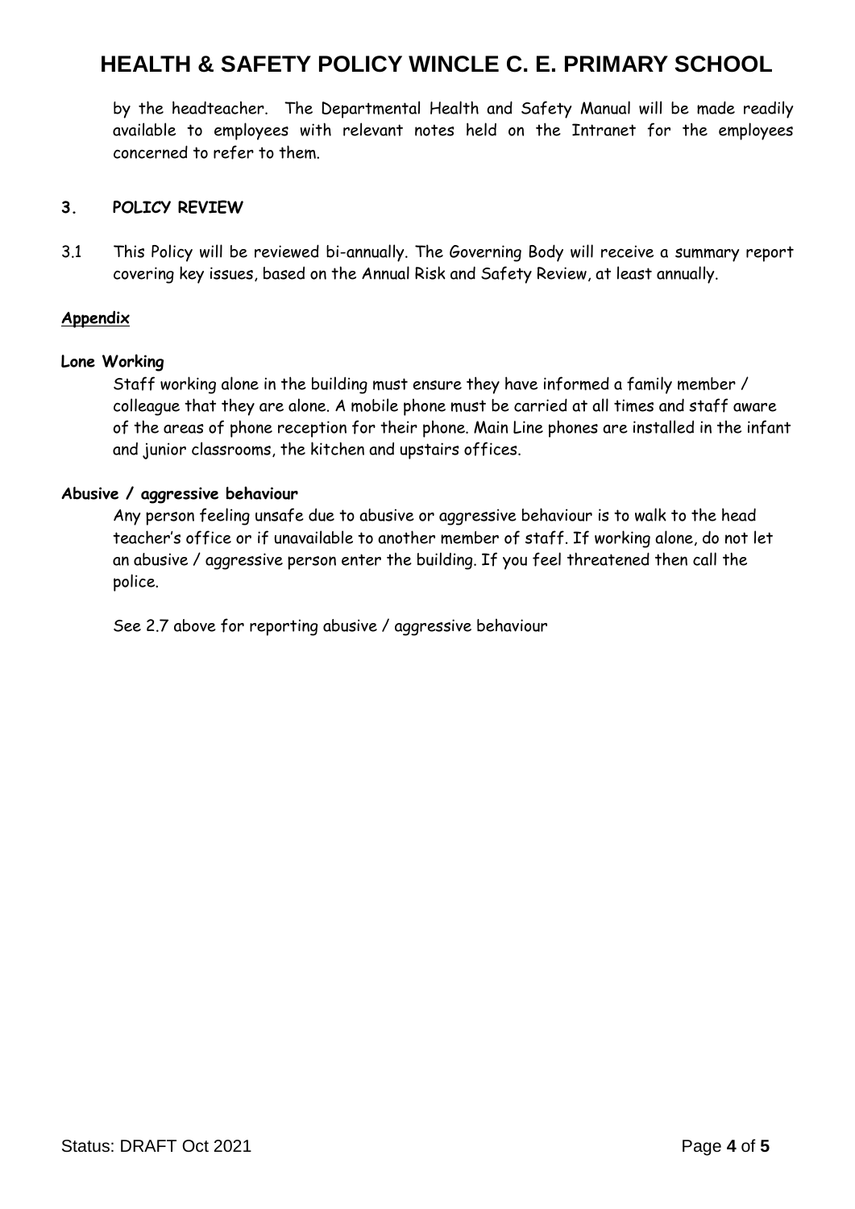by the headteacher. The Departmental Health and Safety Manual will be made readily available to employees with relevant notes held on the Intranet for the employees concerned to refer to them.

## 3. POLICY REVIEW

3.1 This Policy will be reviewed bi-annually. The Governing Body will receive a summary report covering key issues, based on the Annual Risk and Safety Review, at least annually.

## Appendix

### Lone Working

Staff working alone in the building must ensure they have informed a family member / colleague that they are alone. A mobile phone must be carried at all times and staff aware of the areas of phone reception for their phone. Main Line phones are installed in the infant and junior classrooms, the kitchen and upstairs offices.

### Abusive / aggressive behaviour

Any person feeling unsafe due to abusive or aggressive behaviour is to walk to the head teacher's office or if unavailable to another member of staff. If working alone, do not let an abusive / aggressive person enter the building. If you feel threatened then call the police.

See 2.7 above for reporting abusive / aggressive behaviour